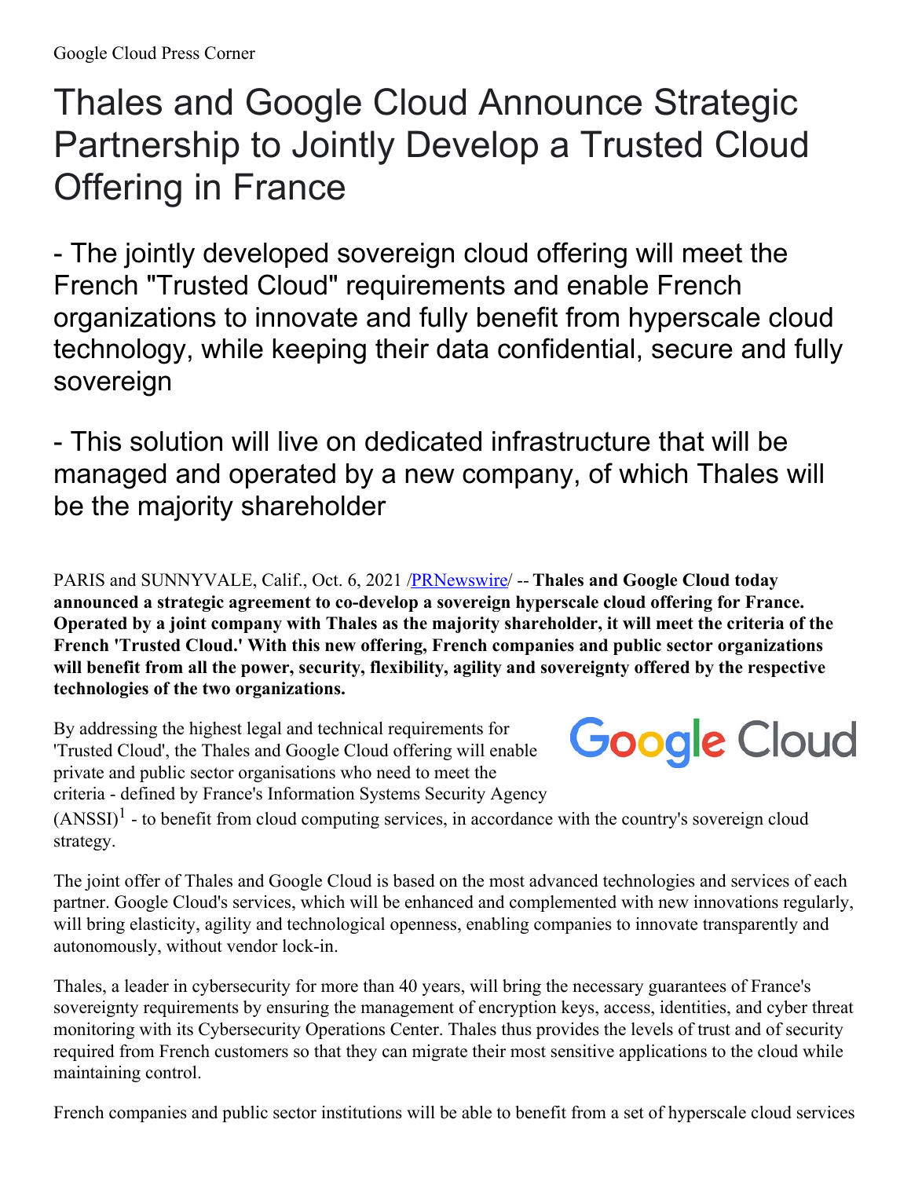Google Cloud Press Corner

# Thales and Google Cloud Announce Strategic Partnership to Jointly Develop a Trusted Cloud Offering in France

## - The jointly developed sovereign cloud offering will meet the French "Trusted Cloud" requirements and enable French organizations to innovate and fully benefit from hyperscale cloud technology, while keeping their data confidential, secure and fully sovereign

## - This solution will live on dedicated infrastructure that will be managed and operated by a new company, of which Thales will be the majority shareholder

PARIS and SUNNYVALE, Calif., Oct. 6, 2021 /PRNewswire/ -- **Thales and Google Cloud today announced a strategic agreement to co-develop a sovereign hyperscale cloud offering for France. Operated by a joint company with Thales as the majority shareholder, it will meet the criteria of the French 'Trusted Cloud.' With this new offering, French companies and public sector organizations will benefit from all the power, security, flexibility, agility and sovereignty offered by the respective technologies of the two organizations.**

By addressing the highest legal and technical requirements for 'Trusted Cloud', the Thales and Google Cloud offering will enable private and public sector organisations who need to meet the criteria - defined by France's Information Systems Security Agency (ANSSI)[1] - to benefit from cloud computing services, in accordance with the country's sovereign cloud strategy.

The joint offer of Thales and Google Cloud is based on the most advanced technologies and services of each partner. Google Cloud's services, which will be enhanced and complemented with new innovations regularly, will bring elasticity, agility and technological openness, enabling companies to innovate transparently and autonomously, without vendor lock-in.

Thales, a leader in cybersecurity for more than 40 years, will bring the necessary guarantees of France's sovereignty requirements by ensuring the management of encryption keys, access, identities, and cyber threat monitoring with its Cybersecurity Operations Center. Thales thus provides the levels of trust and of security required from French customers so that they can migrate their most sensitive applications to the cloud while maintaining control.

French companies and public sector institutions will be able to benefit from a set of hyperscale cloud services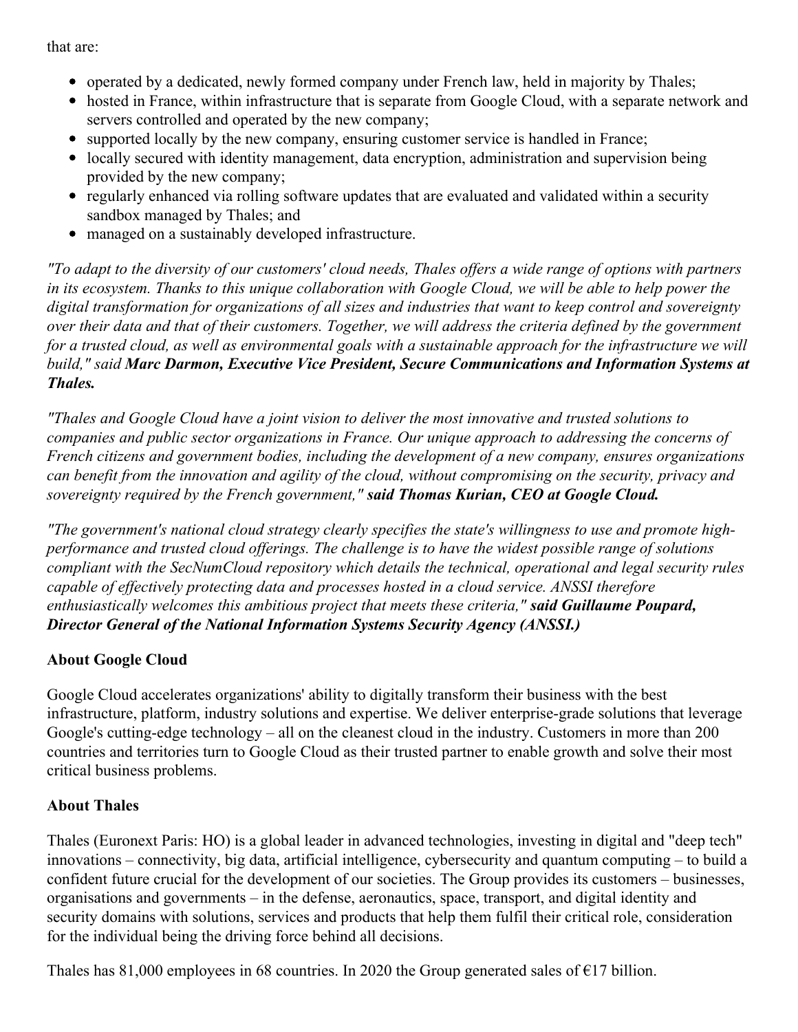that are:

- operated by a dedicated, newly formed company under French law, held in majority by Thales;
- hosted in France, within infrastructure that is separate from Google Cloud, with a separate network and servers controlled and operated by the new company;
- supported locally by the new company, ensuring customer service is handled in France;
- locally secured with identity management, data encryption, administration and supervision being provided by the new company;
- regularly enhanced via rolling software updates that are evaluated and validated within a security sandbox managed by Thales; and
- managed on a sustainably developed infrastructure.

*"To adapt to the diversity of our customers' cloud needs, Thales offers a wide range of options with partners in its ecosystem. Thanks to this unique collaboration with Google Cloud, we will be able to help power the digital transformation for organizations of all sizes and industries that want to keep control and sovereignty over their data and that of their customers. Together, we will address the criteria defined by the government for a trusted cloud, as well as environmental goals with a sustainable approach for the infrastructure we will build," said **Marc Darmon, Executive Vice President, Secure Communications and Information Systems at Thales.***

*"Thales and Google Cloud have a joint vision to deliver the most innovative and trusted solutions to companies and public sector organizations in France. Our unique approach to addressing the concerns of French citizens and government bodies, including the development of a new company, ensures organizations can benefit from the innovation and agility of the cloud, without compromising on the security, privacy and sovereignty required by the French government," **said Thomas Kurian, CEO at Google Cloud.***

*"The government's national cloud strategy clearly specifies the state's willingness to use and promote high-performance and trusted cloud offerings. The challenge is to have the widest possible range of solutions compliant with the SecNumCloud repository which details the technical, operational and legal security rules capable of effectively protecting data and processes hosted in a cloud service. ANSSI therefore enthusiastically welcomes this ambitious project that meets these criteria," **said Guillaume Poupard, Director General of the National Information Systems Security Agency (ANSSI.)***

**About Google Cloud**

Google Cloud accelerates organizations' ability to digitally transform their business with the best infrastructure, platform, industry solutions and expertise. We deliver enterprise-grade solutions that leverage Google's cutting-edge technology – all on the cleanest cloud in the industry. Customers in more than 200 countries and territories turn to Google Cloud as their trusted partner to enable growth and solve their most critical business problems.

**About Thales**

Thales (Euronext Paris: HO) is a global leader in advanced technologies, investing in digital and "deep tech" innovations – connectivity, big data, artificial intelligence, cybersecurity and quantum computing – to build a confident future crucial for the development of our societies. The Group provides its customers – businesses, organisations and governments – in the defense, aeronautics, space, transport, and digital identity and security domains with solutions, services and products that help them fulfil their critical role, consideration for the individual being the driving force behind all decisions.

Thales has 81,000 employees in 68 countries. In 2020 the Group generated sales of €17 billion.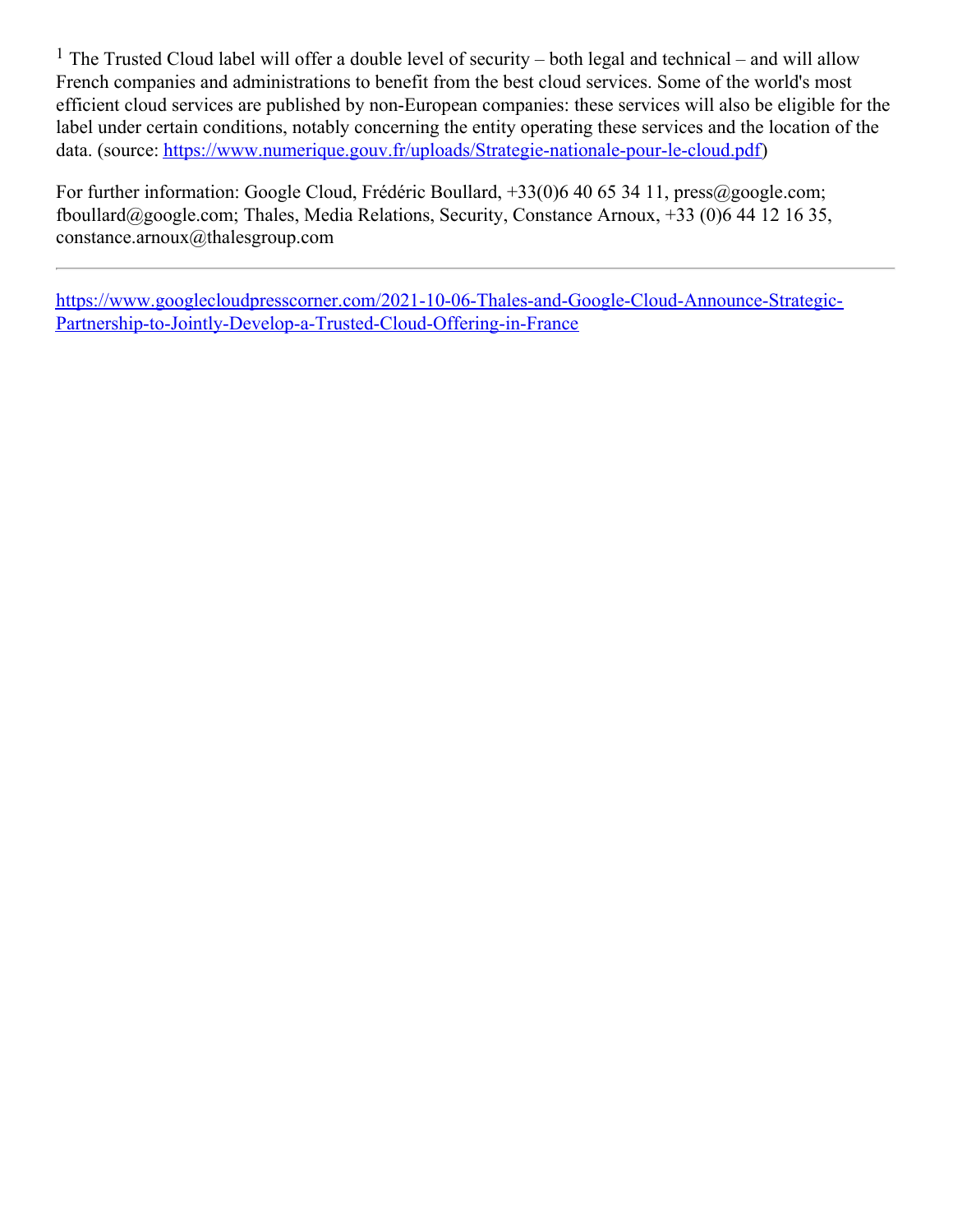[1] The Trusted Cloud label will offer a double level of security – both legal and technical – and will allow French companies and administrations to benefit from the best cloud services. Some of the world's most efficient cloud services are published by non-European companies: these services will also be eligible for the label under certain conditions, notably concerning the entity operating these services and the location of the data. (source: [https://www.numerique.gouv.fr/uploads/Strategie-nationale-pour-le-cloud.pdf](https://www.numerique.gouv.fr/uploads/Strategie-nationale-pour-le-cloud.pdf))

For further information: Google Cloud, Frédéric Boullard, +33(0)6 40 65 34 11, press@google.com; fboullard@google.com; Thales, Media Relations, Security, Constance Arnoux, +33 (0)6 44 12 16 35, constance.arnoux@thalesgroup.com

---

[https://www.googlecloudpresscorner.com/2021-10-06-Thales-and-Google-Cloud-Announce-Strategic-Partnership-to-Jointly-Develop-a-Trusted-Cloud-Offering-in-France](https://www.googlecloudpresscorner.com/2021-10-06-Thales-and-Google-Cloud-Announce-Strategic-Partnership-to-Jointly-Develop-a-Trusted-Cloud-Offering-in-France)